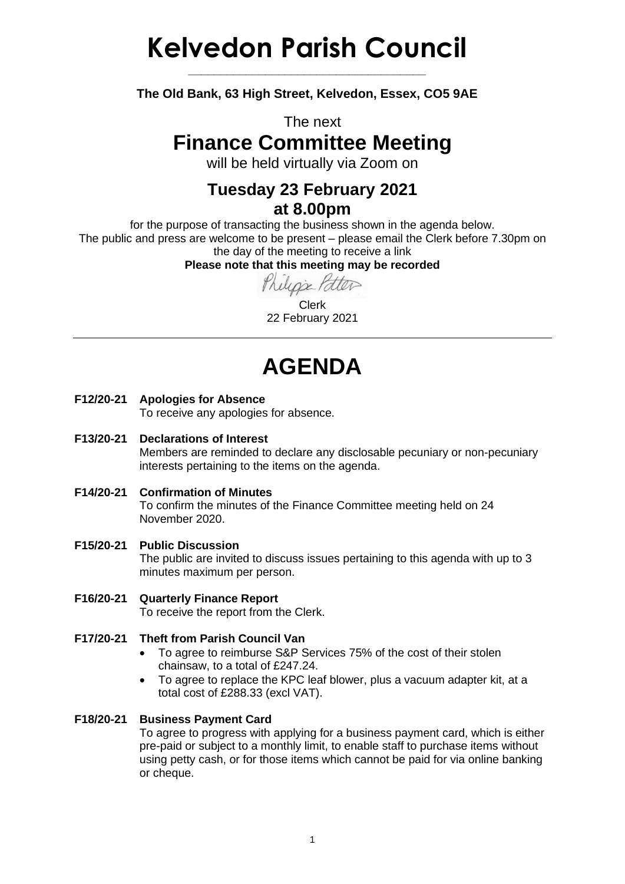# Kelvedon Parish Council

**The Old Bank, 63 High Street, Kelvedon, Essex, CO5 9AE**

The next

## Finance Committee Meeting

will be held virtually via Zoom on

### Tuesday 23 February 2021
### at 8.00pm

for the purpose of transacting the business shown in the agenda below.
The public and press are welcome to be present – please email the Clerk before 7.30pm on the day of the meeting to receive a link

**Please note that this meeting may be recorded**

Philippa Potter

Clerk
22 February 2021

---

# AGENDA

**F12/20-21 Apologies for Absence**
To receive any apologies for absence.

**F13/20-21 Declarations of Interest**
Members are reminded to declare any disclosable pecuniary or non-pecuniary interests pertaining to the items on the agenda.

**F14/20-21 Confirmation of Minutes**
To confirm the minutes of the Finance Committee meeting held on 24 November 2020.

**F15/20-21 Public Discussion**
The public are invited to discuss issues pertaining to this agenda with up to 3 minutes maximum per person.

**F16/20-21 Quarterly Finance Report**
To receive the report from the Clerk.

**F17/20-21 Theft from Parish Council Van**

- To agree to reimburse S&P Services 75% of the cost of their stolen chainsaw, to a total of £247.24.
- To agree to replace the KPC leaf blower, plus a vacuum adapter kit, at a total cost of £288.33 (excl VAT).

**F18/20-21 Business Payment Card**
To agree to progress with applying for a business payment card, which is either pre-paid or subject to a monthly limit, to enable staff to purchase items without using petty cash, or for those items which cannot be paid for via online banking or cheque.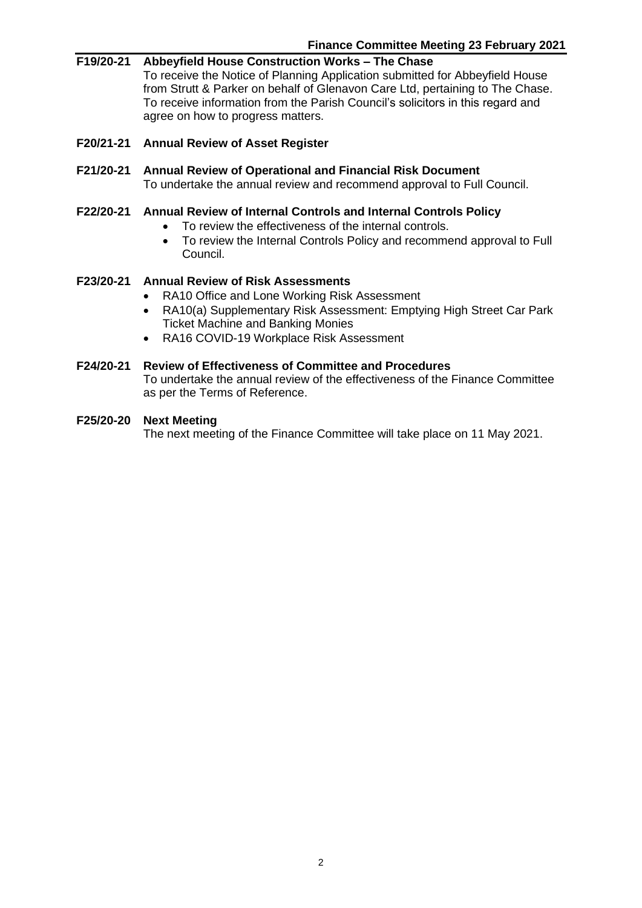**Finance Committee Meeting 23 February 2021**

**F19/20-21 Abbeyfield House Construction Works – The Chase**

To receive the Notice of Planning Application submitted for Abbeyfield House from Strutt & Parker on behalf of Glenavon Care Ltd, pertaining to The Chase. To receive information from the Parish Council's solicitors in this regard and agree on how to progress matters.

**F20/21-21 Annual Review of Asset Register**

**F21/20-21 Annual Review of Operational and Financial Risk Document**

To undertake the annual review and recommend approval to Full Council.

**F22/20-21 Annual Review of Internal Controls and Internal Controls Policy**

- To review the effectiveness of the internal controls.
- To review the Internal Controls Policy and recommend approval to Full Council.

**F23/20-21 Annual Review of Risk Assessments**

- RA10 Office and Lone Working Risk Assessment
- RA10(a) Supplementary Risk Assessment: Emptying High Street Car Park Ticket Machine and Banking Monies
- RA16 COVID-19 Workplace Risk Assessment

**F24/20-21 Review of Effectiveness of Committee and Procedures**

To undertake the annual review of the effectiveness of the Finance Committee as per the Terms of Reference.

**F25/20-20 Next Meeting**

The next meeting of the Finance Committee will take place on 11 May 2021.